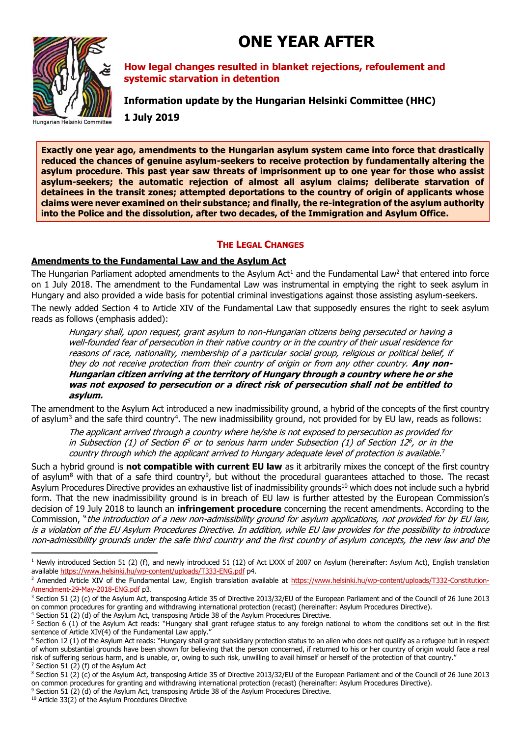# ONE YEAR AFTER

**How legal changes resulted in blanket rejections, refoulement and systemic starvation in detention**

**Information update by the Hungarian Helsinki Committee (HHC)**

**1 July 2019**

**Exactly one year ago, amendments to the Hungarian asylum system came into force that drastically reduced the chances of genuine asylum-seekers to receive protection by fundamentally altering the asylum procedure. This past year saw threats of imprisonment up to one year for those who assist asylum-seekers; the automatic rejection of almost all asylum claims; deliberate starvation of detainees in the transit zones; attempted deportations to the country of origin of applicants whose claims were never examined on their substance; and finally, the re-integration of the asylum authority into the Police and the dissolution, after two decades, of the Immigration and Asylum Office.**

## THE LEGAL CHANGES

### Amendments to the Fundamental Law and the Asylum Act

The Hungarian Parliament adopted amendments to the Asylum Act[1] and the Fundamental Law[2] that entered into force on 1 July 2018. The amendment to the Fundamental Law was instrumental in emptying the right to seek asylum in Hungary and also provided a wide basis for potential criminal investigations against those assisting asylum-seekers.

The newly added Section 4 to Article XIV of the Fundamental Law that supposedly ensures the right to seek asylum reads as follows (emphasis added):

> *Hungary shall, upon request, grant asylum to non-Hungarian citizens being persecuted or having a well-founded fear of persecution in their native country or in the country of their usual residence for reasons of race, nationality, membership of a particular social group, religious or political belief, if they do not receive protection from their country of origin or from any other country.* ***Any non-Hungarian citizen arriving at the territory of Hungary through a country where he or she was not exposed to persecution or a direct risk of persecution shall not be entitled to asylum.***

The amendment to the Asylum Act introduced a new inadmissibility ground, a hybrid of the concepts of the first country of asylum[3] and the safe third country[4]. The new inadmissibility ground, not provided for by EU law, reads as follows:

> *The applicant arrived through a country where he/she is not exposed to persecution as provided for in Subsection (1) of Section 6[5] or to serious harm under Subsection (1) of Section 12[6], or in the country through which the applicant arrived to Hungary adequate level of protection is available.*[7]

Such a hybrid ground is **not compatible with current EU law** as it arbitrarily mixes the concept of the first country of asylum[8] with that of a safe third country[9], but without the procedural guarantees attached to those. The recast Asylum Procedures Directive provides an exhaustive list of inadmissibility grounds[10] which does not include such a hybrid form. That the new inadmissibility ground is in breach of EU law is further attested by the European Commission's decision of 19 July 2018 to launch an **infringement procedure** concerning the recent amendments. According to the Commission, "*the introduction of a new non-admissibility ground for asylum applications, not provided for by EU law, is a violation of the EU Asylum Procedures Directive. In addition, while EU law provides for the possibility to introduce non-admissibility grounds under the safe third country and the first country of asylum concepts, the new law and the*

---

[1] Newly introduced Section 51 (2) (f), and newly introduced 51 (12) of Act LXXX of 2007 on Asylum (hereinafter: Asylum Act), English translation available https://www.helsinki.hu/wp-content/uploads/T333-ENG.pdf p4.

[2] Amended Article XIV of the Fundamental Law, English translation available at https://www.helsinki.hu/wp-content/uploads/T332-Constitution-Amendment-29-May-2018-ENG.pdf p3.

[3] Section 51 (2) (c) of the Asylum Act, transposing Article 35 of Directive 2013/32/EU of the European Parliament and of the Council of 26 June 2013 on common procedures for granting and withdrawing international protection (recast) (hereinafter: Asylum Procedures Directive).

[4] Section 51 (2) (d) of the Asylum Act, transposing Article 38 of the Asylum Procedures Directive.

[5] Section 6 (1) of the Asylum Act reads: "Hungary shall grant refugee status to any foreign national to whom the conditions set out in the first sentence of Article XIV(4) of the Fundamental Law apply."

[6] Section 12 (1) of the Asylum Act reads: "Hungary shall grant subsidiary protection status to an alien who does not qualify as a refugee but in respect of whom substantial grounds have been shown for believing that the person concerned, if returned to his or her country of origin would face a real risk of suffering serious harm, and is unable, or, owing to such risk, unwilling to avail himself or herself of the protection of that country."

[7] Section 51 (2) (f) of the Asylum Act

[8] Section 51 (2) (c) of the Asylum Act, transposing Article 35 of Directive 2013/32/EU of the European Parliament and of the Council of 26 June 2013 on common procedures for granting and withdrawing international protection (recast) (hereinafter: Asylum Procedures Directive).

[9] Section 51 (2) (d) of the Asylum Act, transposing Article 38 of the Asylum Procedures Directive.

[10] Article 33(2) of the Asylum Procedures Directive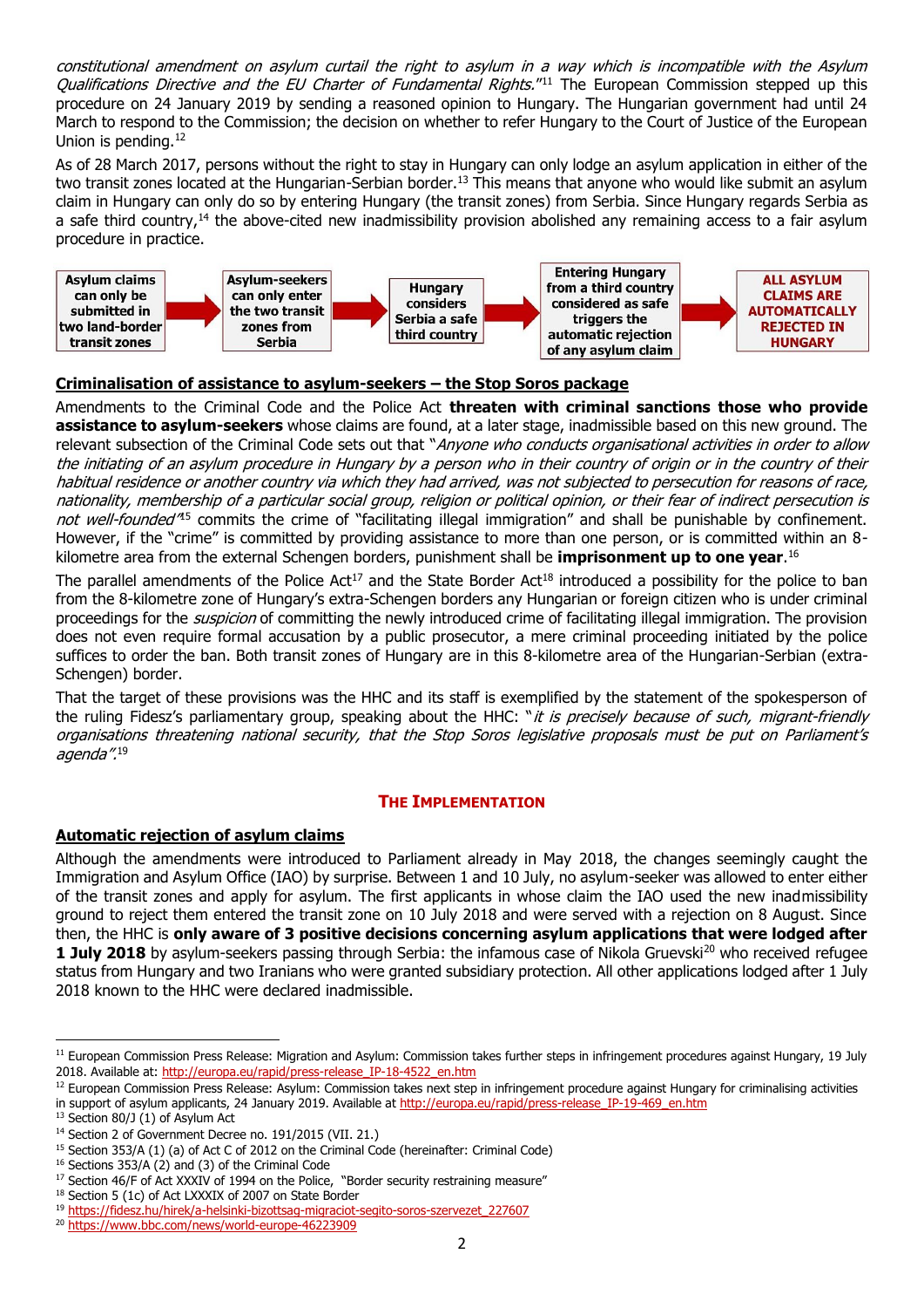*constitutional amendment on asylum curtail the right to asylum in a way which is incompatible with the Asylum Qualifications Directive and the EU Charter of Fundamental Rights.*"[11] The European Commission stepped up this procedure on 24 January 2019 by sending a reasoned opinion to Hungary. The Hungarian government had until 24 March to respond to the Commission; the decision on whether to refer Hungary to the Court of Justice of the European Union is pending.[12]

As of 28 March 2017, persons without the right to stay in Hungary can only lodge an asylum application in either of the two transit zones located at the Hungarian-Serbian border.[13] This means that anyone who would like submit an asylum claim in Hungary can only do so by entering Hungary (the transit zones) from Serbia. Since Hungary regards Serbia as a safe third country,[14] the above-cited new inadmissibility provision abolished any remaining access to a fair asylum procedure in practice.

**Asylum claims can only be submitted in two land-border transit zones** → **Asylum-seekers can only enter the two transit zones from Serbia** → **Hungary considers Serbia a safe third country** → **Entering Hungary from a third country considered as safe triggers the automatic rejection of any asylum claim** → **ALL ASYLUM CLAIMS ARE AUTOMATICALLY REJECTED IN HUNGARY**

## Criminalisation of assistance to asylum-seekers – the Stop Soros package

Amendments to the Criminal Code and the Police Act **threaten with criminal sanctions those who provide assistance to asylum-seekers** whose claims are found, at a later stage, inadmissible based on this new ground. The relevant subsection of the Criminal Code sets out that "*Anyone who conducts organisational activities in order to allow the initiating of an asylum procedure in Hungary by a person who in their country of origin or in the country of their habitual residence or another country via which they had arrived, was not subjected to persecution for reasons of race, nationality, membership of a particular social group, religion or political opinion, or their fear of indirect persecution is not well-founded*"[15] commits the crime of "facilitating illegal immigration" and shall be punishable by confinement. However, if the "crime" is committed by providing assistance to more than one person, or is committed within an 8-kilometre area from the external Schengen borders, punishment shall be **imprisonment up to one year**.[16]

The parallel amendments of the Police Act[17] and the State Border Act[18] introduced a possibility for the police to ban from the 8-kilometre zone of Hungary's extra-Schengen borders any Hungarian or foreign citizen who is under criminal proceedings for the *suspicion* of committing the newly introduced crime of facilitating illegal immigration. The provision does not even require formal accusation by a public prosecutor, a mere criminal proceeding initiated by the police suffices to order the ban. Both transit zones of Hungary are in this 8-kilometre area of the Hungarian-Serbian (extra-Schengen) border.

That the target of these provisions was the HHC and its staff is exemplified by the statement of the spokesperson of the ruling Fidesz's parliamentary group, speaking about the HHC: "*it is precisely because of such, migrant-friendly organisations threatening national security, that the Stop Soros legislative proposals must be put on Parliament's agenda*".[19]

# THE IMPLEMENTATION

## Automatic rejection of asylum claims

Although the amendments were introduced to Parliament already in May 2018, the changes seemingly caught the Immigration and Asylum Office (IAO) by surprise. Between 1 and 10 July, no asylum-seeker was allowed to enter either of the transit zones and apply for asylum. The first applicants in whose claim the IAO used the new inadmissibility ground to reject them entered the transit zone on 10 July 2018 and were served with a rejection on 8 August. Since then, the HHC is **only aware of 3 positive decisions concerning asylum applications that were lodged after 1 July 2018** by asylum-seekers passing through Serbia: the infamous case of Nikola Gruevski[20] who received refugee status from Hungary and two Iranians who were granted subsidiary protection. All other applications lodged after 1 July 2018 known to the HHC were declared inadmissible.

---

[11] European Commission Press Release: Migration and Asylum: Commission takes further steps in infringement procedures against Hungary, 19 July 2018. Available at: http://europa.eu/rapid/press-release_IP-18-4522_en.htm

[12] European Commission Press Release: Asylum: Commission takes next step in infringement procedure against Hungary for criminalising activities in support of asylum applicants, 24 January 2019. Available at http://europa.eu/rapid/press-release_IP-19-469_en.htm

[13] Section 80/J (1) of Asylum Act

[14] Section 2 of Government Decree no. 191/2015 (VII. 21.)

[15] Section 353/A (1) (a) of Act C of 2012 on the Criminal Code (hereinafter: Criminal Code)

[16] Sections 353/A (2) and (3) of the Criminal Code

[17] Section 46/F of Act XXXIV of 1994 on the Police, "Border security restraining measure"

[18] Section 5 (1c) of Act LXXXIX of 2007 on State Border

[19] https://fidesz.hu/hirek/a-helsinki-bizottsag-migraciot-segito-soros-szervezet_227607

[20] https://www.bbc.com/news/world-europe-46223909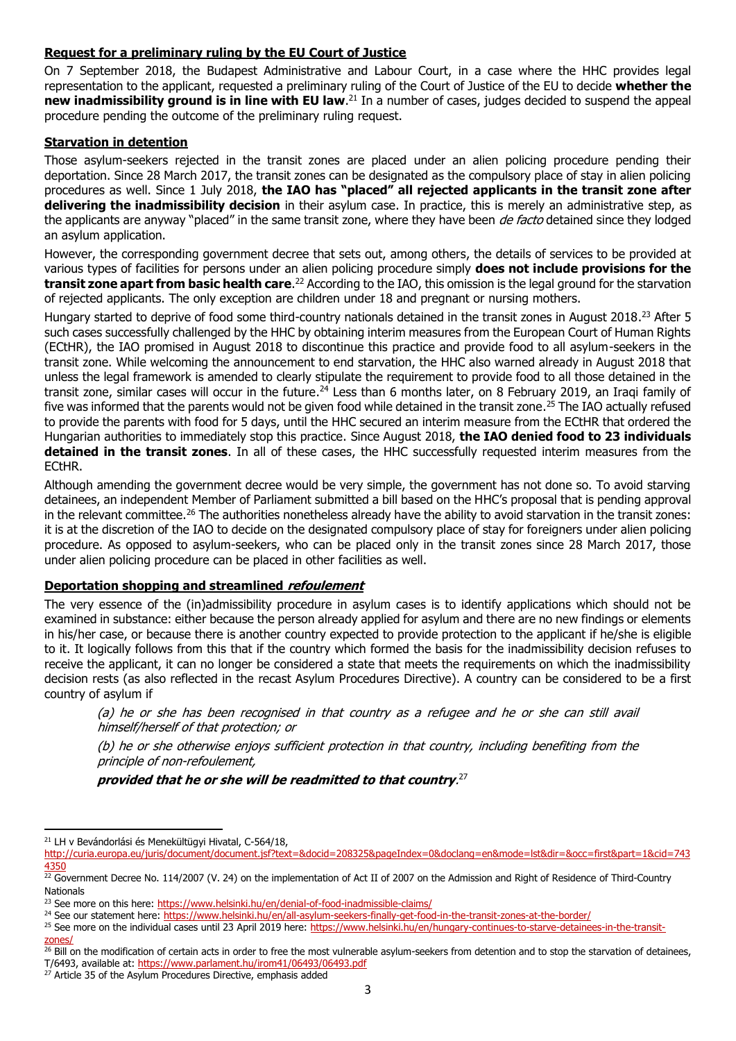**Request for a preliminary ruling by the EU Court of Justice**

On 7 September 2018, the Budapest Administrative and Labour Court, in a case where the HHC provides legal representation to the applicant, requested a preliminary ruling of the Court of Justice of the EU to decide **whether the new inadmissibility ground is in line with EU law**.[21] In a number of cases, judges decided to suspend the appeal procedure pending the outcome of the preliminary ruling request.

**Starvation in detention**

Those asylum-seekers rejected in the transit zones are placed under an alien policing procedure pending their deportation. Since 28 March 2017, the transit zones can be designated as the compulsory place of stay in alien policing procedures as well. Since 1 July 2018, **the IAO has "placed" all rejected applicants in the transit zone after delivering the inadmissibility decision** in their asylum case. In practice, this is merely an administrative step, as the applicants are anyway "placed" in the same transit zone, where they have been *de facto* detained since they lodged an asylum application.

However, the corresponding government decree that sets out, among others, the details of services to be provided at various types of facilities for persons under an alien policing procedure simply **does not include provisions for the transit zone apart from basic health care**.[22] According to the IAO, this omission is the legal ground for the starvation of rejected applicants. The only exception are children under 18 and pregnant or nursing mothers.

Hungary started to deprive of food some third-country nationals detained in the transit zones in August 2018.[23] After 5 such cases successfully challenged by the HHC by obtaining interim measures from the European Court of Human Rights (ECtHR), the IAO promised in August 2018 to discontinue this practice and provide food to all asylum-seekers in the transit zone. While welcoming the announcement to end starvation, the HHC also warned already in August 2018 that unless the legal framework is amended to clearly stipulate the requirement to provide food to all those detained in the transit zone, similar cases will occur in the future.[24] Less than 6 months later, on 8 February 2019, an Iraqi family of five was informed that the parents would not be given food while detained in the transit zone.[25] The IAO actually refused to provide the parents with food for 5 days, until the HHC secured an interim measure from the ECtHR that ordered the Hungarian authorities to immediately stop this practice. Since August 2018, **the IAO denied food to 23 individuals detained in the transit zones**. In all of these cases, the HHC successfully requested interim measures from the ECtHR.

Although amending the government decree would be very simple, the government has not done so. To avoid starving detainees, an independent Member of Parliament submitted a bill based on the HHC's proposal that is pending approval in the relevant committee.[26] The authorities nonetheless already have the ability to avoid starvation in the transit zones: it is at the discretion of the IAO to decide on the designated compulsory place of stay for foreigners under alien policing procedure. As opposed to asylum-seekers, who can be placed only in the transit zones since 28 March 2017, those under alien policing procedure can be placed in other facilities as well.

**Deportation shopping and streamlined *refoulement***

The very essence of the (in)admissibility procedure in asylum cases is to identify applications which should not be examined in substance: either because the person already applied for asylum and there are no new findings or elements in his/her case, or because there is another country expected to provide protection to the applicant if he/she is eligible to it. It logically follows from this that if the country which formed the basis for the inadmissibility decision refuses to receive the applicant, it can no longer be considered a state that meets the requirements on which the inadmissibility decision rests (as also reflected in the recast Asylum Procedures Directive). A country can be considered to be a first country of asylum if

> *(a) he or she has been recognised in that country as a refugee and he or she can still avail himself/herself of that protection; or*
>
> *(b) he or she otherwise enjoys sufficient protection in that country, including benefiting from the principle of non-refoulement,*
>
> ***provided that he or she will be readmitted to that country*.**[27]

---

[21] LH v Bevándorlási és Menekültügyi Hivatal, C-564/18, http://curia.europa.eu/juris/document/document.jsf?text=&docid=208325&pageIndex=0&doclang=en&mode=lst&dir=&occ=first&part=1&cid=7434350

[22] Government Decree No. 114/2007 (V. 24) on the implementation of Act II of 2007 on the Admission and Right of Residence of Third-Country Nationals

[23] See more on this here: https://www.helsinki.hu/en/denial-of-food-inadmissible-claims/

[24] See our statement here: https://www.helsinki.hu/en/all-asylum-seekers-finally-get-food-in-the-transit-zones-at-the-border/

[25] See more on the individual cases until 23 April 2019 here: https://www.helsinki.hu/en/hungary-continues-to-starve-detainees-in-the-transit-zones/

[26] Bill on the modification of certain acts in order to free the most vulnerable asylum-seekers from detention and to stop the starvation of detainees, T/6493, available at: https://www.parlament.hu/irom41/06493/06493.pdf

[27] Article 35 of the Asylum Procedures Directive, emphasis added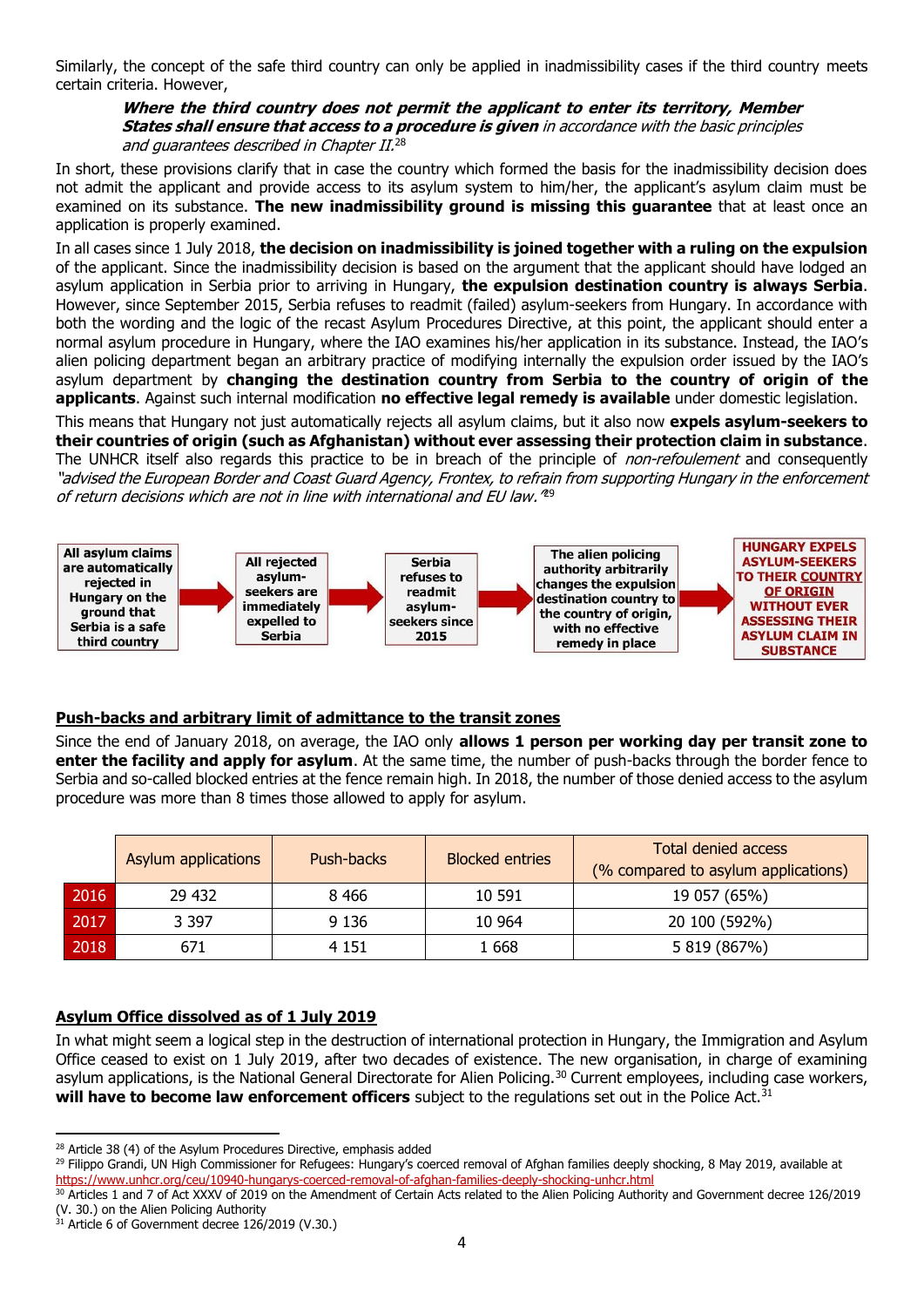Similarly, the concept of the safe third country can only be applied in inadmissibility cases if the third country meets certain criteria. However,

> ***Where the third country does not permit the applicant to enter its territory, Member States shall ensure that access to a procedure is given*** *in accordance with the basic principles and guarantees described in Chapter II.*[28]

In short, these provisions clarify that in case the country which formed the basis for the inadmissibility decision does not admit the applicant and provide access to its asylum system to him/her, the applicant's asylum claim must be examined on its substance. **The new inadmissibility ground is missing this guarantee** that at least once an application is properly examined.

In all cases since 1 July 2018, **the decision on inadmissibility is joined together with a ruling on the expulsion** of the applicant. Since the inadmissibility decision is based on the argument that the applicant should have lodged an asylum application in Serbia prior to arriving in Hungary, **the expulsion destination country is always Serbia**. However, since September 2015, Serbia refuses to readmit (failed) asylum-seekers from Hungary. In accordance with both the wording and the logic of the recast Asylum Procedures Directive, at this point, the applicant should enter a normal asylum procedure in Hungary, where the IAO examines his/her application in its substance. Instead, the IAO's alien policing department began an arbitrary practice of modifying internally the expulsion order issued by the IAO's asylum department by **changing the destination country from Serbia to the country of origin of the applicants**. Against such internal modification **no effective legal remedy is available** under domestic legislation.

This means that Hungary not just automatically rejects all asylum claims, but it also now **expels asylum-seekers to their countries of origin (such as Afghanistan) without ever assessing their protection claim in substance**. The UNHCR itself also regards this practice to be in breach of the principle of *non-refoulement* and consequently *"advised the European Border and Coast Guard Agency, Frontex, to refrain from supporting Hungary in the enforcement of return decisions which are not in line with international and EU law."*[29]

**All asylum claims are automatically rejected in Hungary on the ground that Serbia is a safe third country** → **All rejected asylum-seekers are immediately expelled to Serbia** → **Serbia refuses to readmit asylum-seekers since 2015** → **The alien policing authority arbitrarily changes the expulsion destination country to the country of origin, with no effective remedy in place** → **HUNGARY EXPELS ASYLUM-SEEKERS TO THEIR COUNTRY OF ORIGIN WITHOUT EVER ASSESSING THEIR ASYLUM CLAIM IN SUBSTANCE**

## Push-backs and arbitrary limit of admittance to the transit zones

Since the end of January 2018, on average, the IAO only **allows 1 person per working day per transit zone to enter the facility and apply for asylum.** At the same time, the number of push-backs through the border fence to Serbia and so-called blocked entries at the fence remain high. In 2018, the number of those denied access to the asylum procedure was more than 8 times those allowed to apply for asylum.

| | Asylum applications | Push-backs | Blocked entries | Total denied access (% compared to asylum applications) |
|---|---|---|---|---|
| 2016 | 29 432 | 8 466 | 10 591 | 19 057 (65%) |
| 2017 | 3 397 | 9 136 | 10 964 | 20 100 (592%) |
| 2018 | 671 | 4 151 | 1 668 | 5 819 (867%) |

## Asylum Office dissolved as of 1 July 2019

In what might seem a logical step in the destruction of international protection in Hungary, the Immigration and Asylum Office ceased to exist on 1 July 2019, after two decades of existence. The new organisation, in charge of examining asylum applications, is the National General Directorate for Alien Policing.[30] Current employees, including case workers, **will have to become law enforcement officers** subject to the regulations set out in the Police Act.[31]

---

[28] Article 38 (4) of the Asylum Procedures Directive, emphasis added

[29] Filippo Grandi, UN High Commissioner for Refugees: Hungary's coerced removal of Afghan families deeply shocking, 8 May 2019, available at https://www.unhcr.org/ceu/10940-hungarys-coerced-removal-of-afghan-families-deeply-shocking-unhcr.html

[30] Articles 1 and 7 of Act XXXV of 2019 on the Amendment of Certain Acts related to the Alien Policing Authority and Government decree 126/2019 (V. 30.) on the Alien Policing Authority

[31] Article 6 of Government decree 126/2019 (V.30.)